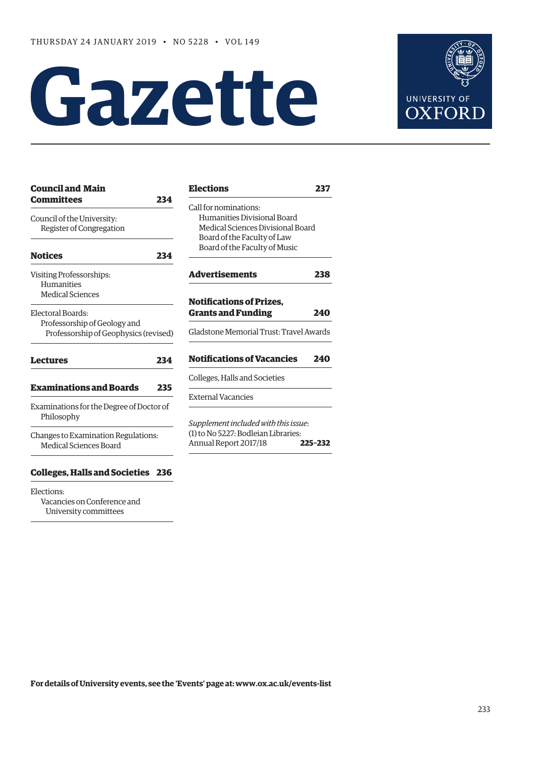THURSDAY 24 JANUARY 2019 • NO 5228 • VOL 149

# Gazette

UNIVERSITY OF OXFORD

**Council and Main Committees** **234**

Council of the University:
- Register of Congregation

**Notices** **234**

Visiting Professorships:
- Humanities
- Medical Sciences

Electoral Boards:
- Professorship of Geology and Professorship of Geophysics (revised)

**Lectures** **234**

**Examinations and Boards** **235**

Examinations for the Degree of Doctor of Philosophy

Changes to Examination Regulations:
- Medical Sciences Board

**Colleges, Halls and Societies** **236**

Elections:
- Vacancies on Conference and University committees

**Elections** **237**

Call for nominations:
- Humanities Divisional Board
- Medical Sciences Divisional Board
- Board of the Faculty of Law
- Board of the Faculty of Music

**Advertisements** **238**

**Notifications of Prizes, Grants and Funding** **240**

Gladstone Memorial Trust: Travel Awards

**Notifications of Vacancies** **240**

Colleges, Halls and Societies

External Vacancies

*Supplement included with this issue*:
(1) to No 5227: Bodleian Libraries: Annual Report 2017/18 **225–232**

**For details of University events, see the 'Events' page at: www.ox.ac.uk/events-list**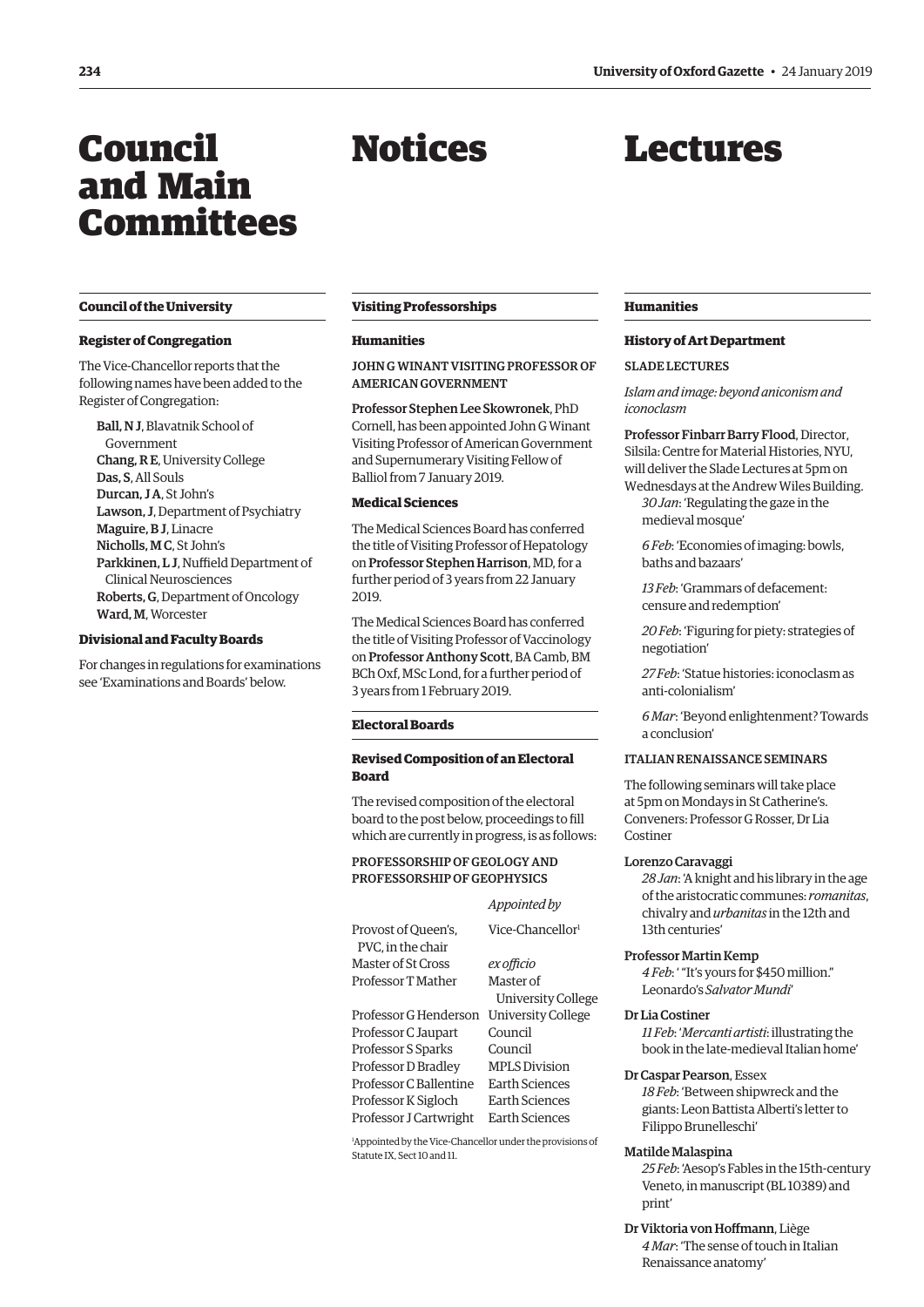# Council and Main Committees

## Council of the University

### Register of Congregation

The Vice-Chancellor reports that the following names have been added to the Register of Congregation:

**Ball, N J**, Blavatnik School of Government
**Chang, R E**, University College
**Das, S**, All Souls
**Durcan, J A**, St John's
**Lawson, J**, Department of Psychiatry
**Maguire, B J**, Linacre
**Nicholls, M C**, St John's
**Parkkinen, L J**, Nuffield Department of Clinical Neurosciences
**Roberts, G**, Department of Oncology
**Ward, M**, Worcester

### Divisional and Faculty Boards

For changes in regulations for examinations see 'Examinations and Boards' below.

# Notices

## Visiting Professorships

### Humanities

JOHN G WINANT VISITING PROFESSOR OF AMERICAN GOVERNMENT

**Professor Stephen Lee Skowronek**, PhD Cornell, has been appointed John G Winant Visiting Professor of American Government and Supernumerary Visiting Fellow of Balliol from 7 January 2019.

### Medical Sciences

The Medical Sciences Board has conferred the title of Visiting Professor of Hepatology on **Professor Stephen Harrison**, MD, for a further period of 3 years from 22 January 2019.

The Medical Sciences Board has conferred the title of Visiting Professor of Vaccinology on **Professor Anthony Scott**, BA Camb, BM BCh Oxf, MSc Lond, for a further period of 3 years from 1 February 2019.

## Electoral Boards

### Revised Composition of an Electoral Board

The revised composition of the electoral board to the post below, proceedings to fill which are currently in progress, is as follows:

PROFESSORSHIP OF GEOLOGY AND PROFESSORSHIP OF GEOPHYSICS

| | *Appointed by* |
|---|---|
| Provost of Queen's, PVC, in the chair | Vice-Chancellor[1] |
| Master of St Cross | *ex officio* |
| Professor T Mather | Master of University College |
| Professor G Henderson | University College |
| Professor C Jaupart | Council |
| Professor S Sparks | Council |
| Professor D Bradley | MPLS Division |
| Professor C Ballentine | Earth Sciences |
| Professor K Sigloch | Earth Sciences |
| Professor J Cartwright | Earth Sciences |

[1]Appointed by the Vice-Chancellor under the provisions of Statute IX, Sect 10 and 11.

# Lectures

## Humanities

### History of Art Department

SLADE LECTURES

*Islam and image: beyond aniconism and iconoclasm*

**Professor Finbarr Barry Flood**, Director, Silsila: Centre for Material Histories, NYU, will deliver the Slade Lectures at 5pm on Wednesdays at the Andrew Wiles Building.

*30 Jan*: 'Regulating the gaze in the medieval mosque'

*6 Feb*: 'Economies of imaging: bowls, baths and bazaars'

*13 Feb*: 'Grammars of defacement: censure and redemption'

*20 Feb*: 'Figuring for piety: strategies of negotiation'

*27 Feb*: 'Statue histories: iconoclasm as anti-colonialism'

*6 Mar*: 'Beyond enlightenment? Towards a conclusion'

ITALIAN RENAISSANCE SEMINARS

The following seminars will take place at 5pm on Mondays in St Catherine's. Conveners: Professor G Rosser, Dr Lia Costiner

**Lorenzo Caravaggi**
*28 Jan*: 'A knight and his library in the age of the aristocratic communes: *romanitas*, chivalry and *urbanitas* in the 12th and 13th centuries'

**Professor Martin Kemp**
*4 Feb*: ' "It's yours for $450 million." Leonardo's *Salvator Mundi*'

**Dr Lia Costiner**
*11 Feb*: '*Mercanti artisti*: illustrating the book in the late-medieval Italian home'

**Dr Caspar Pearson**, Essex
*18 Feb*: 'Between shipwreck and the giants: Leon Battista Alberti's letter to Filippo Brunelleschi'

**Matilde Malaspina**
*25 Feb*: 'Aesop's Fables in the 15th-century Veneto, in manuscript (BL 10389) and print'

**Dr Viktoria von Hoffmann**, Liège
*4 Mar*: 'The sense of touch in Italian Renaissance anatomy'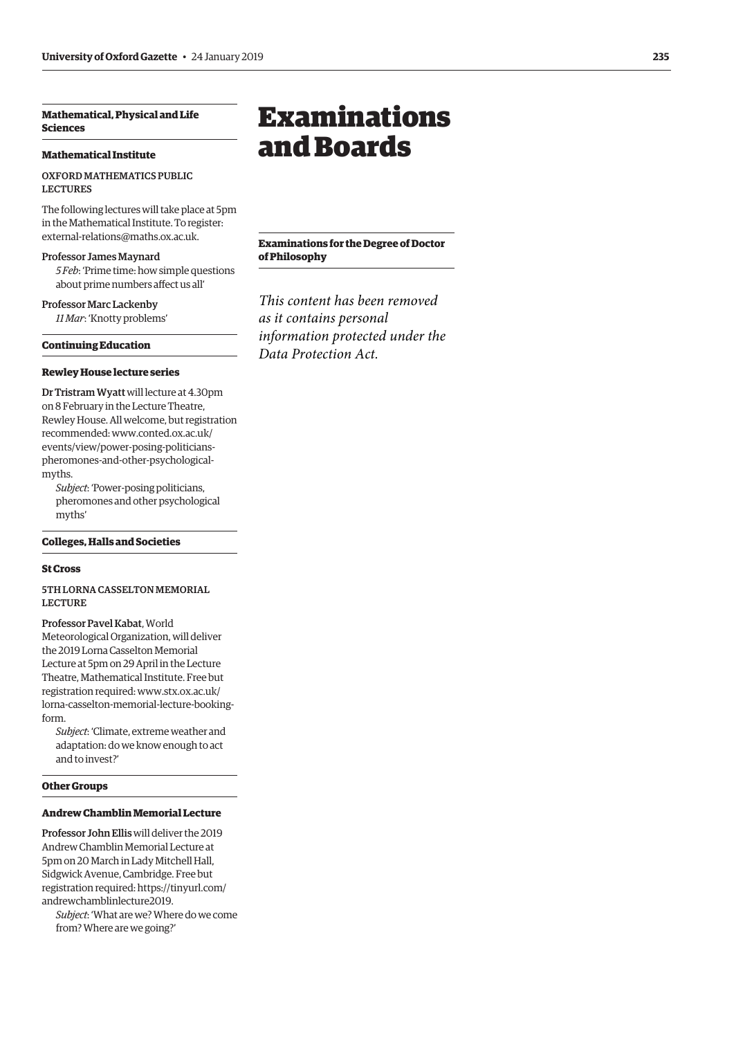### Mathematical, Physical and Life Sciences

#### Mathematical Institute

OXFORD MATHEMATICS PUBLIC LECTURES

The following lectures will take place at 5pm in the Mathematical Institute. To register: external-relations@maths.ox.ac.uk.

Professor James Maynard
*5 Feb*: 'Prime time: how simple questions about prime numbers affect us all'

Professor Marc Lackenby
*11 Mar*: 'Knotty problems'

### Continuing Education

#### Rewley House lecture series

Dr Tristram Wyatt will lecture at 4.30pm on 8 February in the Lecture Theatre, Rewley House. All welcome, but registration recommended: www.conted.ox.ac.uk/events/view/power-posing-politicians-pheromones-and-other-psychological-myths.

*Subject*: 'Power-posing politicians, pheromones and other psychological myths'

### Colleges, Halls and Societies

#### St Cross

5TH LORNA CASSELTON MEMORIAL LECTURE

Professor Pavel Kabat, World Meteorological Organization, will deliver the 2019 Lorna Casselton Memorial Lecture at 5pm on 29 April in the Lecture Theatre, Mathematical Institute. Free but registration required: www.stx.ox.ac.uk/lorna-casselton-memorial-lecture-booking-form.

*Subject*: 'Climate, extreme weather and adaptation: do we know enough to act and to invest?'

### Other Groups

#### Andrew Chamblin Memorial Lecture

Professor John Ellis will deliver the 2019 Andrew Chamblin Memorial Lecture at 5pm on 20 March in Lady Mitchell Hall, Sidgwick Avenue, Cambridge. Free but registration required: https://tinyurl.com/andrewchamblinlecture2019.

*Subject*: 'What are we? Where do we come from? Where are we going?'

# Examinations and Boards

### Examinations for the Degree of Doctor of Philosophy

*This content has been removed as it contains personal information protected under the Data Protection Act.*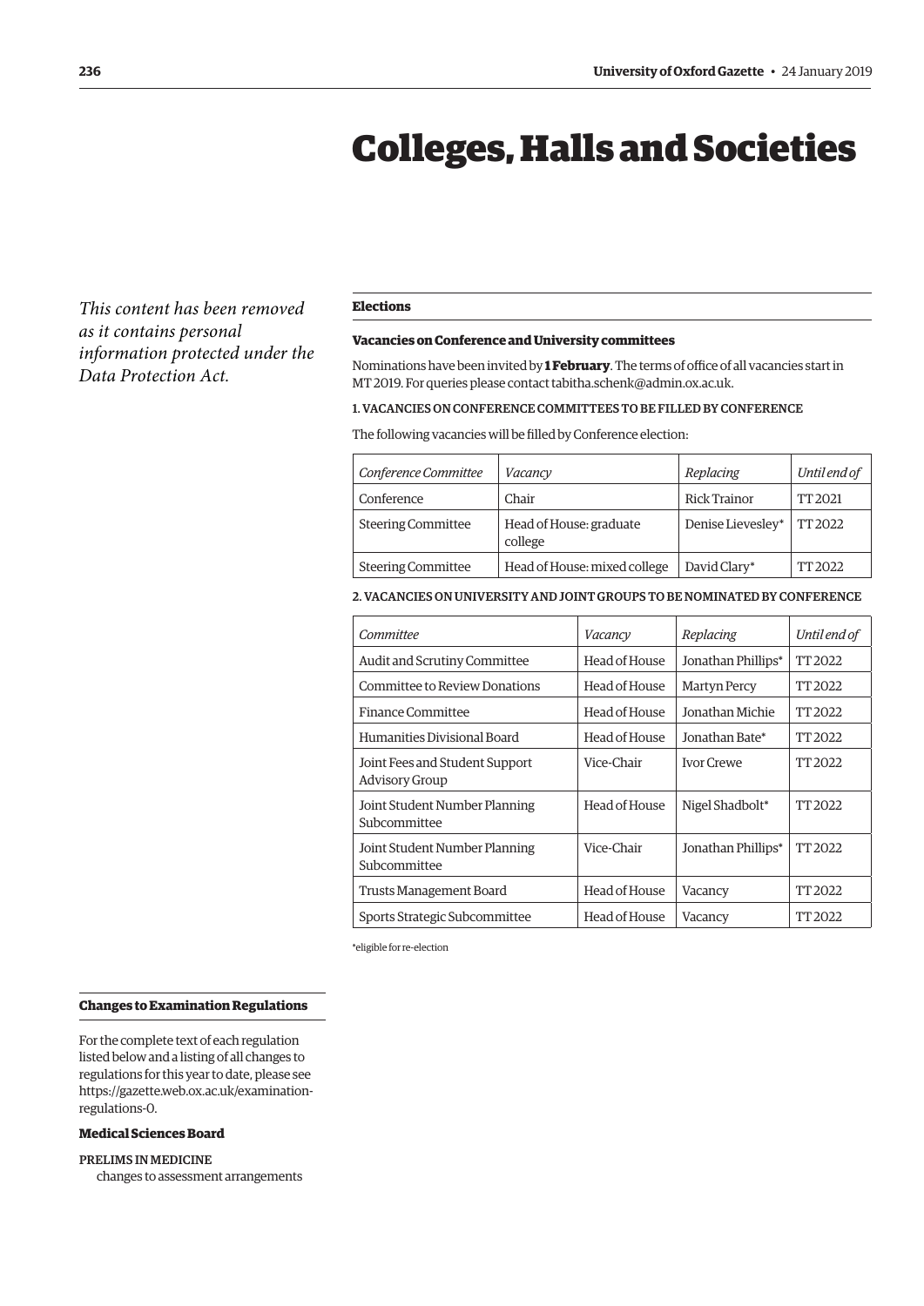# Colleges, Halls and Societies

*This content has been removed as it contains personal information protected under the Data Protection Act.*

## Elections

### Vacancies on Conference and University committees

Nominations have been invited by **1 February**. The terms of office of all vacancies start in MT 2019. For queries please contact tabitha.schenk@admin.ox.ac.uk.

1. VACANCIES ON CONFERENCE COMMITTEES TO BE FILLED BY CONFERENCE

The following vacancies will be filled by Conference election:

| *Conference Committee* | *Vacancy* | *Replacing* | *Until end of* |
|---|---|---|---|
| Conference | Chair | Rick Trainor | TT 2021 |
| Steering Committee | Head of House: graduate college | Denise Lievesley* | TT 2022 |
| Steering Committee | Head of House: mixed college | David Clary* | TT 2022 |

2. VACANCIES ON UNIVERSITY AND JOINT GROUPS TO BE NOMINATED BY CONFERENCE

| *Committee* | *Vacancy* | *Replacing* | *Until end of* |
|---|---|---|---|
| Audit and Scrutiny Committee | Head of House | Jonathan Phillips* | TT 2022 |
| Committee to Review Donations | Head of House | Martyn Percy | TT 2022 |
| Finance Committee | Head of House | Jonathan Michie | TT 2022 |
| Humanities Divisional Board | Head of House | Jonathan Bate* | TT 2022 |
| Joint Fees and Student Support Advisory Group | Vice-Chair | Ivor Crewe | TT 2022 |
| Joint Student Number Planning Subcommittee | Head of House | Nigel Shadbolt* | TT 2022 |
| Joint Student Number Planning Subcommittee | Vice-Chair | Jonathan Phillips* | TT 2022 |
| Trusts Management Board | Head of House | Vacancy | TT 2022 |
| Sports Strategic Subcommittee | Head of House | Vacancy | TT 2022 |

*eligible for re-election

## Changes to Examination Regulations

For the complete text of each regulation listed below and a listing of all changes to regulations for this year to date, please see https://gazette.web.ox.ac.uk/examination-regulations-0.

### Medical Sciences Board

PRELIMS IN MEDICINE
changes to assessment arrangements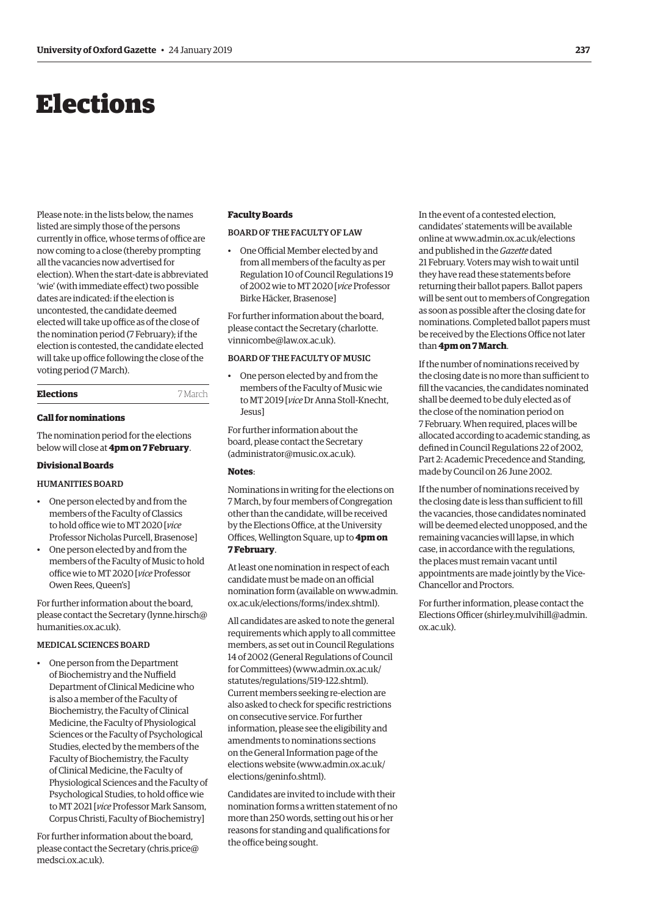# Elections

Please note: in the lists below, the names listed are simply those of the persons currently in office, whose terms of office are now coming to a close (thereby prompting all the vacancies now advertised for election). When the start-date is abbreviated 'wie' (with immediate effect) two possible dates are indicated: if the election is uncontested, the candidate deemed elected will take up office as of the close of the nomination period (7 February); if the election is contested, the candidate elected will take up office following the close of the voting period (7 March).

**Elections** 7 March

### Call for nominations

The nomination period for the elections below will close at **4pm on 7 February**.

### Divisional Boards

#### HUMANITIES BOARD

- One person elected by and from the members of the Faculty of Classics to hold office wie to MT 2020 [*vice* Professor Nicholas Purcell, Brasenose]
- One person elected by and from the members of the Faculty of Music to hold office wie to MT 2020 [*vice* Professor Owen Rees, Queen's]

For further information about the board, please contact the Secretary (lynne.hirsch@humanities.ox.ac.uk).

#### MEDICAL SCIENCES BOARD

- One person from the Department of Biochemistry and the Nuffield Department of Clinical Medicine who is also a member of the Faculty of Biochemistry, the Faculty of Clinical Medicine, the Faculty of Physiological Sciences or the Faculty of Psychological Studies, elected by the members of the Faculty of Biochemistry, the Faculty of Clinical Medicine, the Faculty of Physiological Sciences and the Faculty of Psychological Studies, to hold office wie to MT 2021 [*vice* Professor Mark Sansom, Corpus Christi, Faculty of Biochemistry]

For further information about the board, please contact the Secretary (chris.price@medsci.ox.ac.uk).

### Faculty Boards

#### BOARD OF THE FACULTY OF LAW

- One Official Member elected by and from all members of the faculty as per Regulation 10 of Council Regulations 19 of 2002 wie to MT 2020 [*vice* Professor Birke Häcker, Brasenose]

For further information about the board, please contact the Secretary (charlotte.vinnicombe@law.ox.ac.uk).

#### BOARD OF THE FACULTY OF MUSIC

- One person elected by and from the members of the Faculty of Music wie to MT 2019 [*vice* Dr Anna Stoll-Knecht, Jesus]

For further information about the board, please contact the Secretary (administrator@music.ox.ac.uk).

**Notes**:

Nominations in writing for the elections on 7 March, by four members of Congregation other than the candidate, will be received by the Elections Office, at the University Offices, Wellington Square, up to **4pm on 7 February**.

At least one nomination in respect of each candidate must be made on an official nomination form (available on www.admin.ox.ac.uk/elections/forms/index.shtml).

All candidates are asked to note the general requirements which apply to all committee members, as set out in Council Regulations 14 of 2002 (General Regulations of Council for Committees) (www.admin.ox.ac.uk/statutes/regulations/519-122.shtml). Current members seeking re-election are also asked to check for specific restrictions on consecutive service. For further information, please see the eligibility and amendments to nominations sections on the General Information page of the elections website (www.admin.ox.ac.uk/elections/geninfo.shtml).

Candidates are invited to include with their nomination forms a written statement of no more than 250 words, setting out his or her reasons for standing and qualifications for the office being sought.

In the event of a contested election, candidates' statements will be available online at www.admin.ox.ac.uk/elections and published in the *Gazette* dated 21 February. Voters may wish to wait until they have read these statements before returning their ballot papers. Ballot papers will be sent out to members of Congregation as soon as possible after the closing date for nominations. Completed ballot papers must be received by the Elections Office not later than **4pm on 7 March**.

If the number of nominations received by the closing date is no more than sufficient to fill the vacancies, the candidates nominated shall be deemed to be duly elected as of the close of the nomination period on 7 February. When required, places will be allocated according to academic standing, as defined in Council Regulations 22 of 2002, Part 2: Academic Precedence and Standing, made by Council on 26 June 2002.

If the number of nominations received by the closing date is less than sufficient to fill the vacancies, those candidates nominated will be deemed elected unopposed, and the remaining vacancies will lapse, in which case, in accordance with the regulations, the places must remain vacant until appointments are made jointly by the Vice-Chancellor and Proctors.

For further information, please contact the Elections Officer (shirley.mulvihill@admin.ox.ac.uk).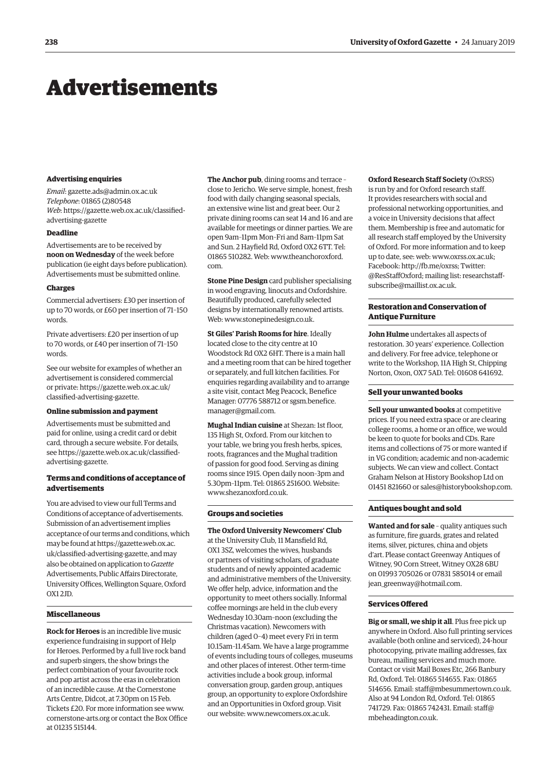# Advertisements

### Advertising enquiries

*Email*: gazette.ads@admin.ox.ac.uk
*Telephone*: 01865 (2)80548
*Web*: https://gazette.web.ox.ac.uk/classified-advertising-gazette

### Deadline

Advertisements are to be received by **noon on Wednesday** of the week before publication (ie eight days before publication). Advertisements must be submitted online.

### Charges

Commercial advertisers: £30 per insertion of up to 70 words, or £60 per insertion of 71–150 words.

Private advertisers: £20 per insertion of up to 70 words, or £40 per insertion of 71–150 words.

See our website for examples of whether an advertisement is considered commercial or private: https://gazette.web.ox.ac.uk/classified-advertising-gazette.

### Online submission and payment

Advertisements must be submitted and paid for online, using a credit card or debit card, through a secure website. For details, see https://gazette.web.ox.ac.uk/classified-advertising-gazette.

### Terms and conditions of acceptance of advertisements

You are advised to view our full Terms and Conditions of acceptance of advertisements. Submission of an advertisement implies acceptance of our terms and conditions, which may be found at https://gazette.web.ox.ac.uk/classified-advertising-gazette, and may also be obtained on application to *Gazette* Advertisements, Public Affairs Directorate, University Offices, Wellington Square, Oxford OX1 2JD.

### Miscellaneous

**Rock for Heroes** is an incredible live music experience fundraising in support of Help for Heroes. Performed by a full live rock band and superb singers, the show brings the perfect combination of your favourite rock and pop artist across the eras in celebration of an incredible cause. At the Cornerstone Arts Centre, Didcot, at 7.30pm on 15 Feb. Tickets £20. For more information see www.cornerstone-arts.org or contact the Box Office at 01235 515144.

**The Anchor pub**, dining rooms and terrace – close to Jericho. We serve simple, honest, fresh food with daily changing seasonal specials, an extensive wine list and great beer. Our 2 private dining rooms can seat 14 and 16 and are available for meetings or dinner parties. We are open 9am–11pm Mon–Fri and 8am–11pm Sat and Sun. 2 Hayfield Rd, Oxford OX2 6TT. Tel: 01865 510282. Web: www.theanchoroxford.com.

**Stone Pine Design** card publisher specialising in wood engraving, linocuts and Oxfordshire. Beautifully produced, carefully selected designs by internationally renowned artists. Web: www.stonepinedesign.co.uk.

**St Giles' Parish Rooms for hire**. Ideally located close to the city centre at 10 Woodstock Rd OX2 6HT. There is a main hall and a meeting room that can be hired together or separately, and full kitchen facilities. For enquiries regarding availability and to arrange a site visit, contact Meg Peacock, Benefice Manager: 07776 588712 or sgsm.benefice.manager@gmail.com.

**Mughal Indian cuisine** at Shezan: 1st floor, 135 High St, Oxford. From our kitchen to your table, we bring you fresh herbs, spices, roots, fragrances and the Mughal tradition of passion for good food. Serving as dining rooms since 1915. Open daily noon–3pm and 5.30pm–11pm. Tel: 01865 251600. Website: www.shezanoxford.co.uk.

### Groups and societies

**The Oxford University Newcomers' Club** at the University Club, 11 Mansfield Rd, OX1 3SZ, welcomes the wives, husbands or partners of visiting scholars, of graduate students and of newly appointed academic and administrative members of the University. We offer help, advice, information and the opportunity to meet others socially. Informal coffee mornings are held in the club every Wednesday 10.30am–noon (excluding the Christmas vacation). Newcomers with children (aged 0–4) meet every Fri in term 10.15am–11.45am. We have a large programme of events including tours of colleges, museums and other places of interest. Other term-time activities include a book group, informal conversation group, garden group, antiques group, an opportunity to explore Oxfordshire and an Opportunities in Oxford group. Visit our website: www.newcomers.ox.ac.uk.

**Oxford Research Staff Society** (OxRSS) is run by and for Oxford research staff. It provides researchers with social and professional networking opportunities, and a voice in University decisions that affect them. Membership is free and automatic for all research staff employed by the University of Oxford. For more information and to keep up to date, see: web: www.oxrss.ox.ac.uk; Facebook: http://fb.me/oxrss; Twitter: @ResStaffOxford; mailing list: researchstaff-subscribe@maillist.ox.ac.uk.

### Restoration and Conservation of Antique Furniture

**John Hulme** undertakes all aspects of restoration. 30 years' experience. Collection and delivery. For free advice, telephone or write to the Workshop, 11A High St, Chipping Norton, Oxon, OX7 5AD. Tel: 01608 641692.

### Sell your unwanted books

**Sell your unwanted books** at competitive prices. If you need extra space or are clearing college rooms, a home or an office, we would be keen to quote for books and CDs. Rare items and collections of 75 or more wanted if in VG condition; academic and non-academic subjects. We can view and collect. Contact Graham Nelson at History Bookshop Ltd on 01451 821660 or sales@historybookshop.com.

### Antiques bought and sold

**Wanted and for sale** – quality antiques such as furniture, fire guards, grates and related items, silver, pictures, china and objets d'art. Please contact Greenway Antiques of Witney, 90 Corn Street, Witney OX28 6BU on 01993 705026 or 07831 585014 or email jean_greenway@hotmail.com.

### Services Offered

**Big or small, we ship it all**. Plus free pick up anywhere in Oxford. Also full printing services available (both online and serviced), 24-hour photocopying, private mailing addresses, fax bureau, mailing services and much more. Contact or visit Mail Boxes Etc, 266 Banbury Rd, Oxford. Tel: 01865 514655. Fax: 01865 514656. Email: staff@mbesummertown.co.uk. Also at 94 London Rd, Oxford. Tel: 01865 741729. Fax: 01865 742431. Email: staff@mbeheadington.co.uk.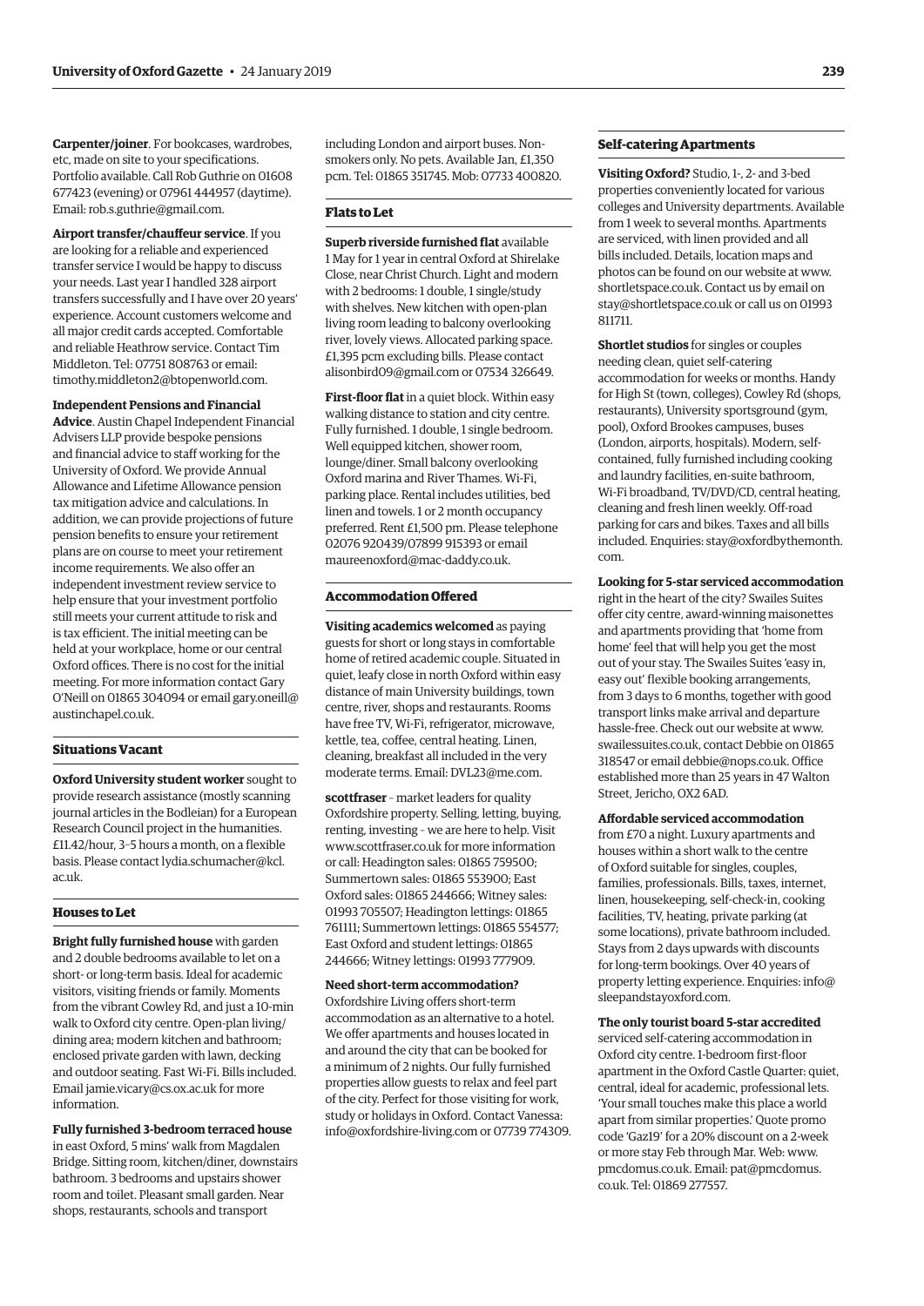**Carpenter/joiner**. For bookcases, wardrobes, etc, made on site to your specifications. Portfolio available. Call Rob Guthrie on 01608 677423 (evening) or 07961 444957 (daytime). Email: rob.s.guthrie@gmail.com.

**Airport transfer/chauffeur service**. If you are looking for a reliable and experienced transfer service I would be happy to discuss your needs. Last year I handled 328 airport transfers successfully and I have over 20 years' experience. Account customers welcome and all major credit cards accepted. Comfortable and reliable Heathrow service. Contact Tim Middleton. Tel: 07751 808763 or email: timothy.middleton2@btopenworld.com.

**Independent Pensions and Financial Advice**. Austin Chapel Independent Financial Advisers LLP provide bespoke pensions and financial advice to staff working for the University of Oxford. We provide Annual Allowance and Lifetime Allowance pension tax mitigation advice and calculations. In addition, we can provide projections of future pension benefits to ensure your retirement plans are on course to meet your retirement income requirements. We also offer an independent investment review service to help ensure that your investment portfolio still meets your current attitude to risk and is tax efficient. The initial meeting can be held at your workplace, home or our central Oxford offices. There is no cost for the initial meeting. For more information contact Gary O'Neill on 01865 304094 or email gary.oneill@austinchapel.co.uk.

### Situations Vacant

**Oxford University student worker** sought to provide research assistance (mostly scanning journal articles in the Bodleian) for a European Research Council project in the humanities. £11.42/hour, 3–5 hours a month, on a flexible basis. Please contact lydia.schumacher@kcl.ac.uk.

### Houses to Let

**Bright fully furnished house** with garden and 2 double bedrooms available to let on a short- or long-term basis. Ideal for academic visitors, visiting friends or family. Moments from the vibrant Cowley Rd, and just a 10-min walk to Oxford city centre. Open-plan living/dining area; modern kitchen and bathroom; enclosed private garden with lawn, decking and outdoor seating. Fast Wi-Fi. Bills included. Email jamie.vicary@cs.ox.ac.uk for more information.

**Fully furnished 3-bedroom terraced house** in east Oxford, 5 mins' walk from Magdalen Bridge. Sitting room, kitchen/diner, downstairs bathroom. 3 bedrooms and upstairs shower room and toilet. Pleasant small garden. Near shops, restaurants, schools and transport including London and airport buses. Non-smokers only. No pets. Available Jan, £1,350 pcm. Tel: 01865 351745. Mob: 07733 400820.

### Flats to Let

**Superb riverside furnished flat** available 1 May for 1 year in central Oxford at Shirelake Close, near Christ Church. Light and modern with 2 bedrooms: 1 double, 1 single/study with shelves. New kitchen with open-plan living room leading to balcony overlooking river, lovely views. Allocated parking space. £1,395 pcm excluding bills. Please contact alisonbird09@gmail.com or 07534 326649.

**First-floor flat** in a quiet block. Within easy walking distance to station and city centre. Fully furnished. 1 double, 1 single bedroom. Well equipped kitchen, shower room, lounge/diner. Small balcony overlooking Oxford marina and River Thames. Wi-Fi, parking place. Rental includes utilities, bed linen and towels. 1 or 2 month occupancy preferred. Rent £1,500 pm. Please telephone 02076 920439/07899 915393 or email maureenoxford@mac-daddy.co.uk.

### Accommodation Offered

**Visiting academics welcomed** as paying guests for short or long stays in comfortable home of retired academic couple. Situated in quiet, leafy close in north Oxford within easy distance of main University buildings, town centre, river, shops and restaurants. Rooms have free TV, Wi-Fi, refrigerator, microwave, kettle, tea, coffee, central heating. Linen, cleaning, breakfast all included in the very moderate terms. Email: DVL23@me.com.

**scottfraser** – market leaders for quality Oxfordshire property. Selling, letting, buying, renting, investing – we are here to help. Visit www.scottfraser.co.uk for more information or call: Headington sales: 01865 759500; Summertown sales: 01865 553900; East Oxford sales: 01865 244666; Witney sales: 01993 705507; Headington lettings: 01865 761111; Summertown lettings: 01865 554577; East Oxford and student lettings: 01865 244666; Witney lettings: 01993 777909.

**Need short-term accommodation?** Oxfordshire Living offers short-term accommodation as an alternative to a hotel. We offer apartments and houses located in and around the city that can be booked for a minimum of 2 nights. Our fully furnished properties allow guests to relax and feel part of the city. Perfect for those visiting for work, study or holidays in Oxford. Contact Vanessa: info@oxfordshire-living.com or 07739 774309.

### Self-catering Apartments

**Visiting Oxford?** Studio, 1-, 2- and 3-bed properties conveniently located for various colleges and University departments. Available from 1 week to several months. Apartments are serviced, with linen provided and all bills included. Details, location maps and photos can be found on our website at www.shortletspace.co.uk. Contact us by email on stay@shortletspace.co.uk or call us on 01993 811711.

**Shortlet studios** for singles or couples needing clean, quiet self-catering accommodation for weeks or months. Handy for High St (town, colleges), Cowley Rd (shops, restaurants), University sportsground (gym, pool), Oxford Brookes campuses, buses (London, airports, hospitals). Modern, self-contained, fully furnished including cooking and laundry facilities, en-suite bathroom, Wi-Fi broadband, TV/DVD/CD, central heating, cleaning and fresh linen weekly. Off-road parking for cars and bikes. Taxes and all bills included. Enquiries: stay@oxfordbythemonth.com.

**Looking for 5-star serviced accommodation** right in the heart of the city? Swailes Suites offer city centre, award-winning maisonettes and apartments providing that 'home from home' feel that will help you get the most out of your stay. The Swailes Suites 'easy in, easy out' flexible booking arrangements, from 3 days to 6 months, together with good transport links make arrival and departure hassle-free. Check out our website at www.swailessuites.co.uk, contact Debbie on 01865 318547 or email debbie@nops.co.uk. Office established more than 25 years in 47 Walton Street, Jericho, OX2 6AD.

**Affordable serviced accommodation** from £70 a night. Luxury apartments and houses within a short walk to the centre of Oxford suitable for singles, couples, families, professionals. Bills, taxes, internet, linen, housekeeping, self-check-in, cooking facilities, TV, heating, private parking (at some locations), private bathroom included. Stays from 2 days upwards with discounts for long-term bookings. Over 40 years of property letting experience. Enquiries: info@sleepandstayoxford.com.

**The only tourist board 5-star accredited** serviced self-catering accommodation in Oxford city centre. 1-bedroom first-floor apartment in the Oxford Castle Quarter: quiet, central, ideal for academic, professional lets. 'Your small touches make this place a world apart from similar properties.' Quote promo code 'Gaz19' for a 20% discount on a 2-week or more stay Feb through Mar. Web: www.pmcdomus.co.uk. Email: pat@pmcdomus.co.uk. Tel: 01869 277557.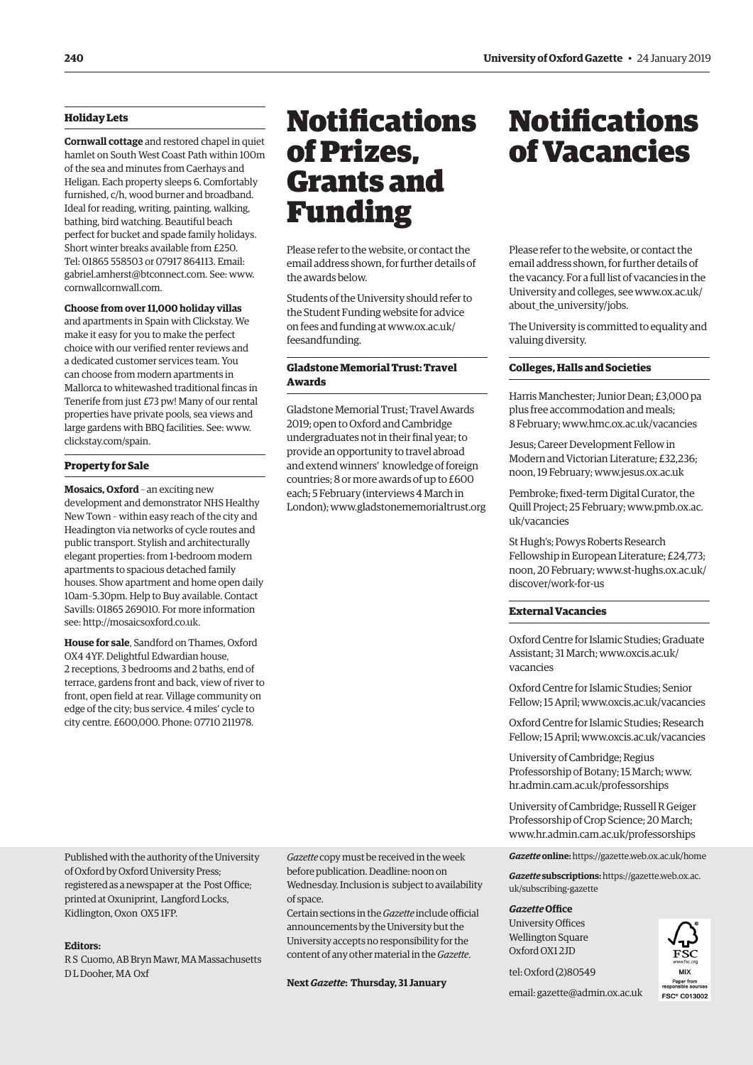### Holiday Lets

**Cornwall cottage** and restored chapel in quiet hamlet on South West Coast Path within 100m of the sea and minutes from Caerhays and Heligan. Each property sleeps 6. Comfortably furnished, c/h, wood burner and broadband. Ideal for reading, writing, painting, walking, bathing, bird watching. Beautiful beach perfect for bucket and spade family holidays. Short winter breaks available from £250. Tel: 01865 558503 or 07917 864113. Email: gabriel.amherst@btconnect.com. See: www.cornwallcornwall.com.

**Choose from over 11,000 holiday villas** and apartments in Spain with Clickstay. We make it easy for you to make the perfect choice with our verified renter reviews and a dedicated customer services team. You can choose from modern apartments in Mallorca to whitewashed traditional fincas in Tenerife from just £73 pw! Many of our rental properties have private pools, sea views and large gardens with BBQ facilities. See: www.clickstay.com/spain.

### Property for Sale

**Mosaics, Oxford** – an exciting new development and demonstrator NHS Healthy New Town – within easy reach of the city and Headington via networks of cycle routes and public transport. Stylish and architecturally elegant properties: from 1-bedroom modern apartments to spacious detached family houses. Show apartment and home open daily 10am–5.30pm. Help to Buy available. Contact Savills: 01865 269010. For more information see: http://mosaicsoxford.co.uk.

**House for sale**, Sandford on Thames, Oxford OX4 4YF. Delightful Edwardian house, 2 receptions, 3 bedrooms and 2 baths, end of terrace, gardens front and back, view of river to front, open field at rear. Village community on edge of the city; bus service. 4 miles' cycle to city centre. £600,000. Phone: 07710 211978.

# Notifications of Prizes, Grants and Funding

Please refer to the website, or contact the email address shown, for further details of the awards below.

Students of the University should refer to the Student Funding website for advice on fees and funding at www.ox.ac.uk/feesandfunding.

### Gladstone Memorial Trust: Travel Awards

Gladstone Memorial Trust; Travel Awards 2019; open to Oxford and Cambridge undergraduates not in their final year; to provide an opportunity to travel abroad and extend winners' knowledge of foreign countries; 8 or more awards of up to £600 each; 5 February (interviews 4 March in London); www.gladstonememorialtrust.org

# Notifications of Vacancies

Please refer to the website, or contact the email address shown, for further details of the vacancy. For a full list of vacancies in the University and colleges, see www.ox.ac.uk/about_the_university/jobs.

The University is committed to equality and valuing diversity.

### Colleges, Halls and Societies

Harris Manchester; Junior Dean; £3,000 pa plus free accommodation and meals; 8 February; www.hmc.ox.ac.uk/vacancies

Jesus; Career Development Fellow in Modern and Victorian Literature; £32,236; noon, 19 February; www.jesus.ox.ac.uk

Pembroke; fixed-term Digital Curator, the Quill Project; 25 February; www.pmb.ox.ac.uk/vacancies

St Hugh's; Powys Roberts Research Fellowship in European Literature; £24,773; noon, 20 February; www.st-hughs.ox.ac.uk/discover/work-for-us

### External Vacancies

Oxford Centre for Islamic Studies; Graduate Assistant; 31 March; www.oxcis.ac.uk/vacancies

Oxford Centre for Islamic Studies; Senior Fellow; 15 April; www.oxcis.ac.uk/vacancies

Oxford Centre for Islamic Studies; Research Fellow; 15 April; www.oxcis.ac.uk/vacancies

University of Cambridge; Regius Professorship of Botany; 15 March; www.hr.admin.cam.ac.uk/professorships

University of Cambridge; Russell R Geiger Professorship of Crop Science; 20 March; www.hr.admin.cam.ac.uk/professorships

---

Published with the authority of the University of Oxford by Oxford University Press; registered as a newspaper at the Post Office; printed at Oxuniprint, Langford Locks, Kidlington, Oxon OX5 1FP.

**Editors:**
R S Cuomo, AB Bryn Mawr, MA Massachusetts
D L Dooher, MA Oxf

*Gazette* copy must be received in the week before publication. Deadline: noon on Wednesday. Inclusion is subject to availability of space.
Certain sections in the *Gazette* include official announcements by the University but the University accepts no responsibility for the content of any other material in the *Gazette*.

**Next *Gazette*: Thursday, 31 January**

***Gazette* online:** https://gazette.web.ox.ac.uk/home

***Gazette* subscriptions:** https://gazette.web.ox.ac.uk/subscribing-gazette

***Gazette* Office**
University Offices
Wellington Square
Oxford OX1 2JD

tel: Oxford (2)80549

email: gazette@admin.ox.ac.uk

FSC www.fsc.org MIX Paper from responsible sources FSC® C013002